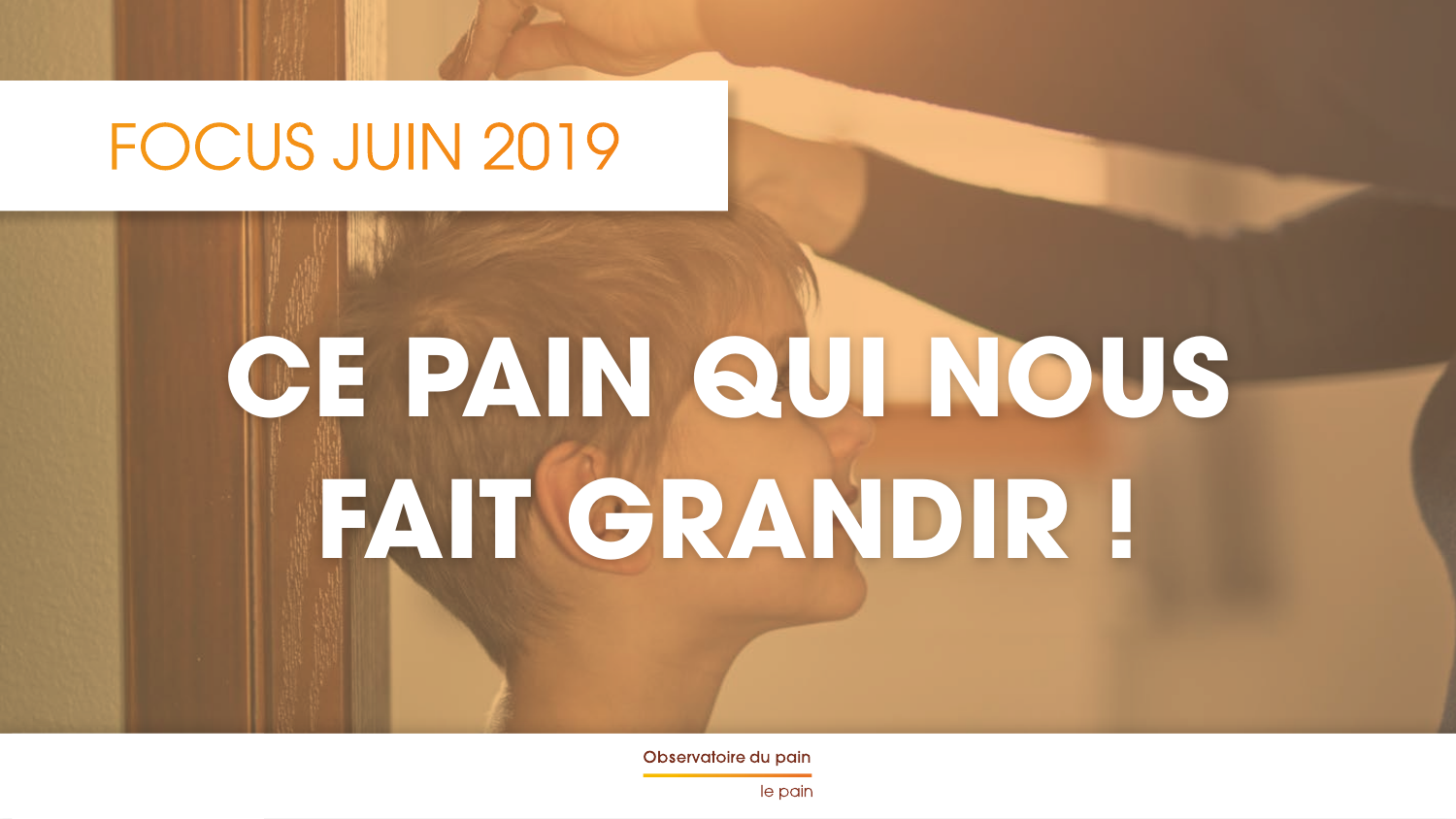FOCUS JUIN 2019

# CE PAIN QUI NOUS FAIT GRANDIR !

Observatoire du pain

le pain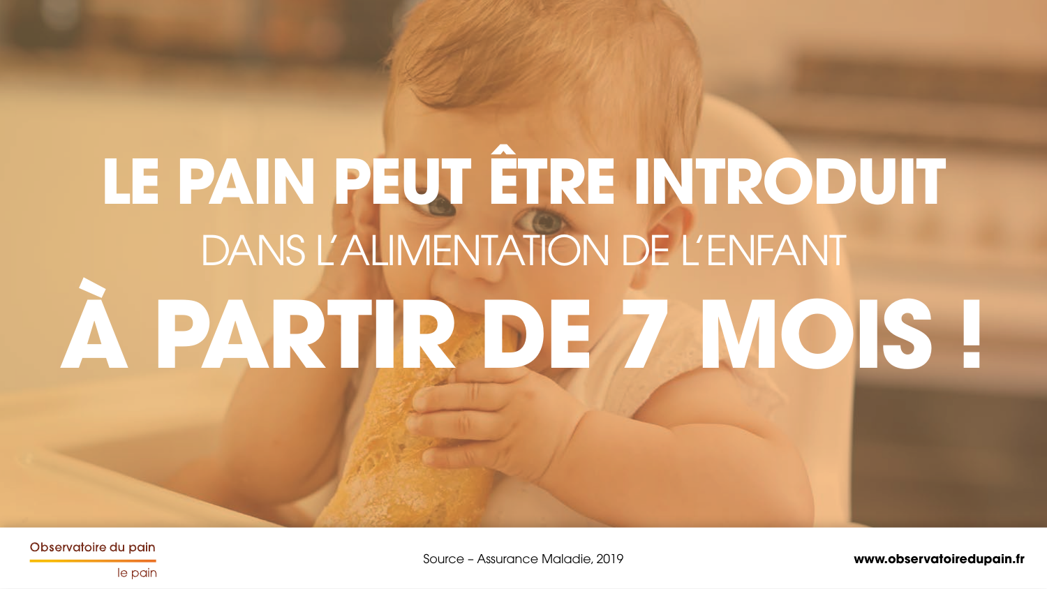# LE PAIN PEUT ÊTRE INTRODUIT

DANS L'ALIMENTATION DE L'ENFANT

# À PARTIR DE 7 MOIS !

Observatoire du pain

le pain

Source – Assurance Maladie, 2019

www.observatoiredupain.fr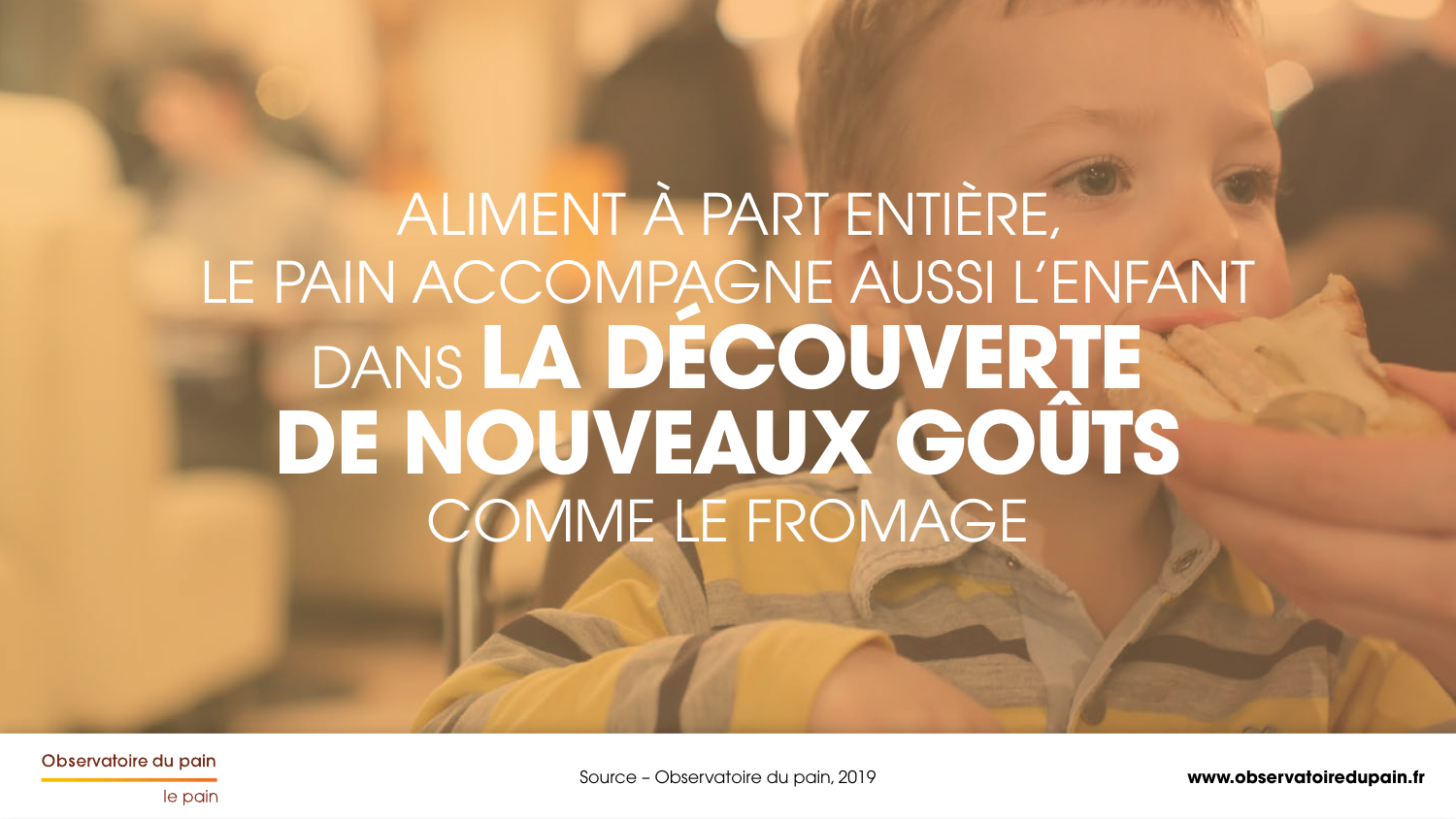ALIMENT À PART ENTIÈRE,
LE PAIN ACCOMPAGNE AUSSI L'ENFANT
DANS **LA DÉCOUVERTE DE NOUVEAUX GOÛTS**
COMME LE FROMAGE

Source – Observatoire du pain, 2019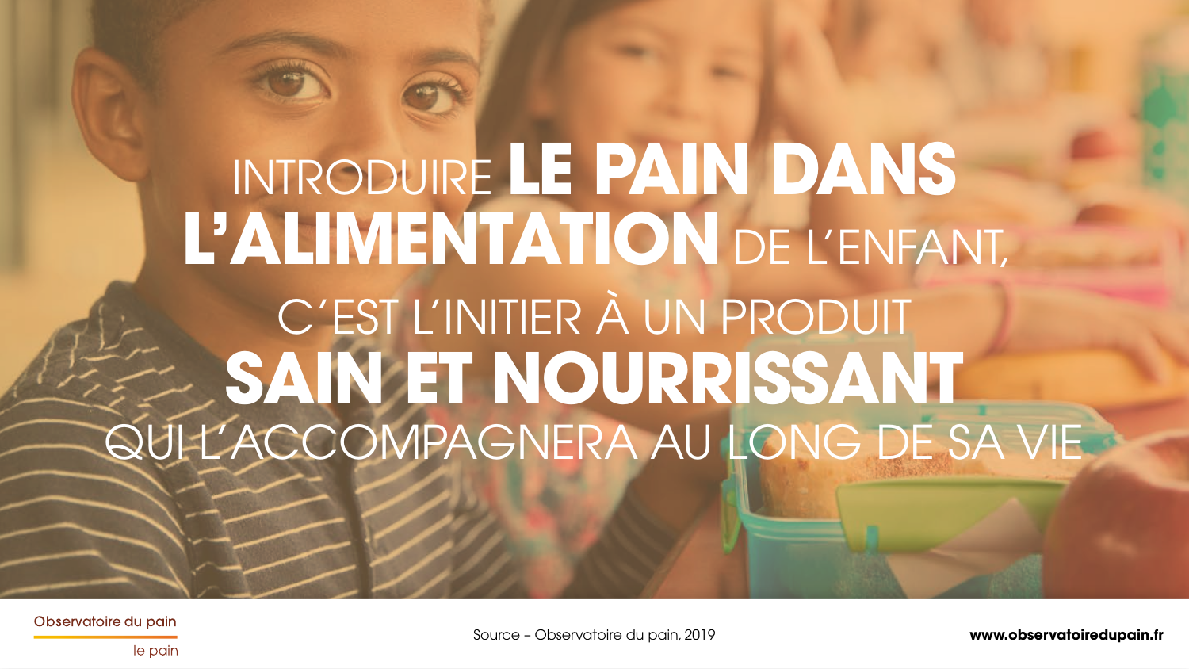INTRODUIRE **LE PAIN DANS L'ALIMENTATION** DE L'ENFANT, C'EST L'INITIER À UN PRODUIT **SAIN ET NOURRISSANT** QUI L'ACCOMPAGNERA AU LONG DE SA VIE

Source – Observatoire du pain, 2019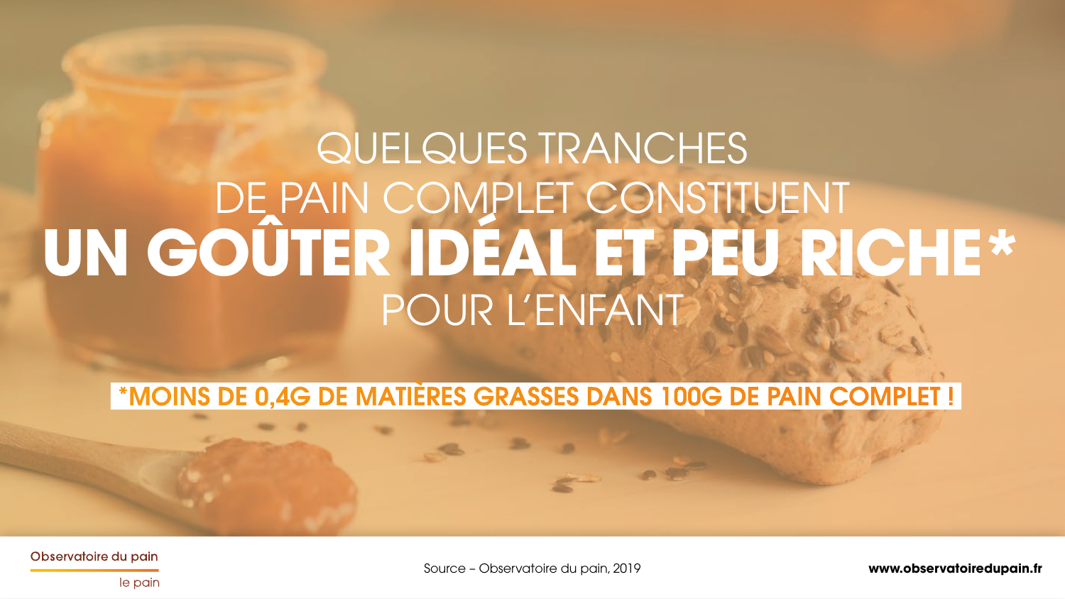# QUELQUES TRANCHES DE PAIN COMPLET CONSTITUENT **UN GOÛTER IDÉAL ET PEU RICHE*** POUR L'ENFANT

***MOINS DE 0,4G DE MATIÈRES GRASSES DANS 100G DE PAIN COMPLET !**

Source – Observatoire du pain, 2019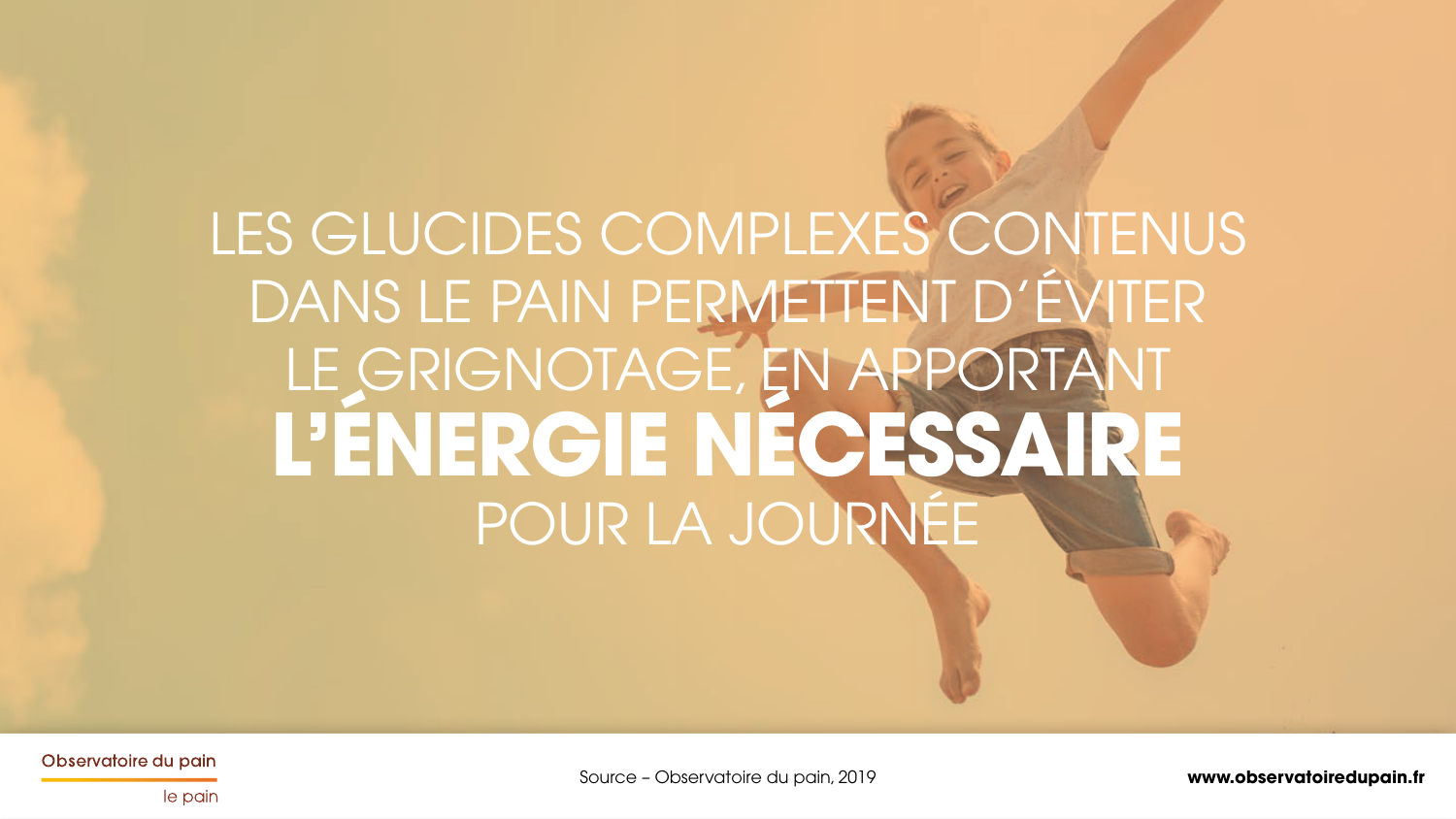LES GLUCIDES COMPLEXES CONTENUS DANS LE PAIN PERMETTENT D'ÉVITER LE GRIGNOTAGE, EN APPORTANT **L'ÉNERGIE NÉCESSAIRE** POUR LA JOURNÉE

Source – Observatoire du pain, 2019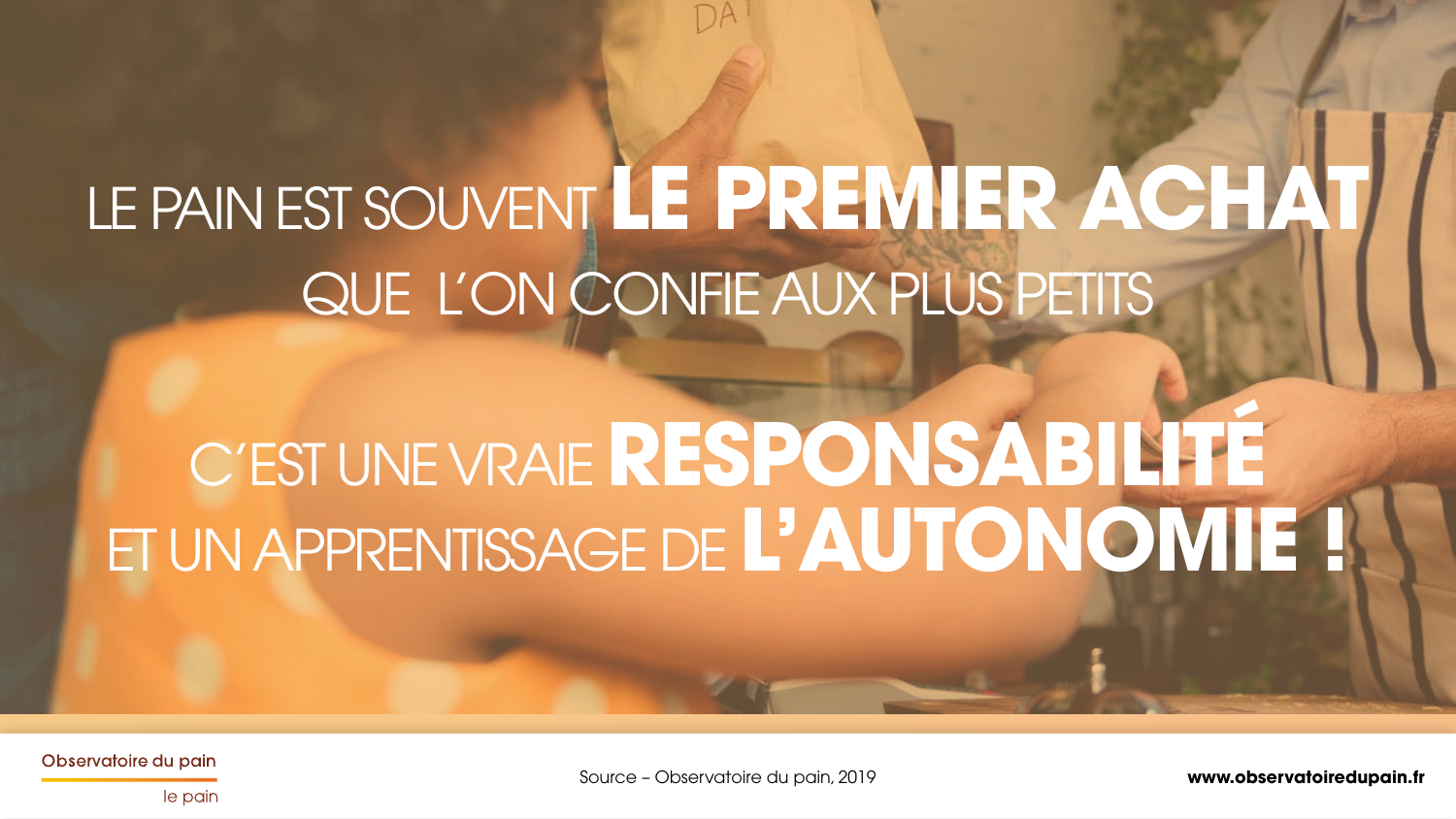# LE PAIN EST SOUVENT **LE PREMIER ACHAT** QUE L'ON CONFIE AUX PLUS PETITS

# C'EST UNE VRAIE **RESPONSABILITÉ** ET UN APPRENTISSAGE DE **L'AUTONOMIE !**

Source – Observatoire du pain, 2019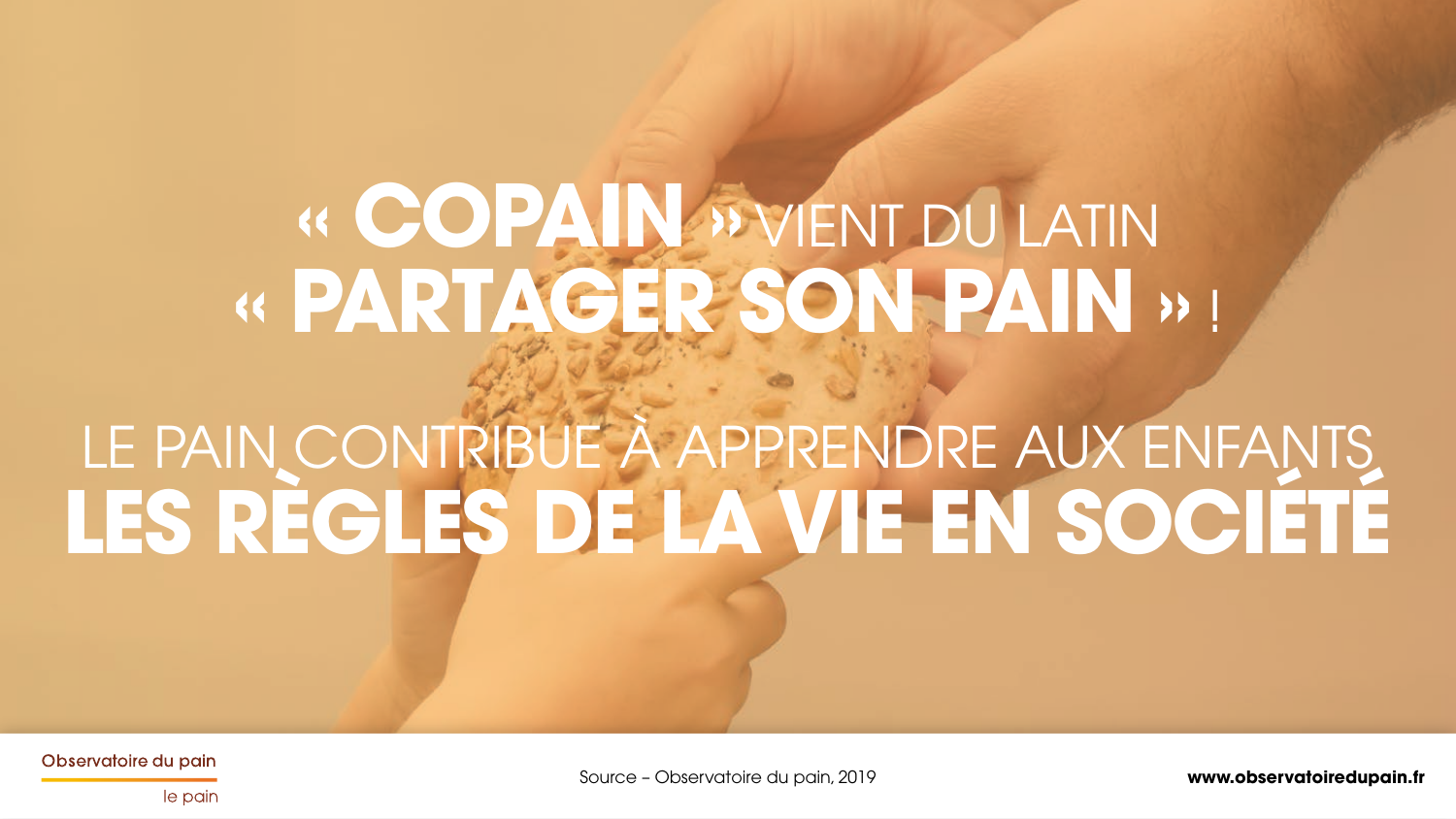# « **COPAIN** » VIENT DU LATIN « **PARTAGER SON PAIN** » !

## LE PAIN CONTRIBUE À APPRENDRE AUX ENFANTS **LES RÈGLES DE LA VIE EN SOCIÉTÉ**

Source – Observatoire du pain, 2019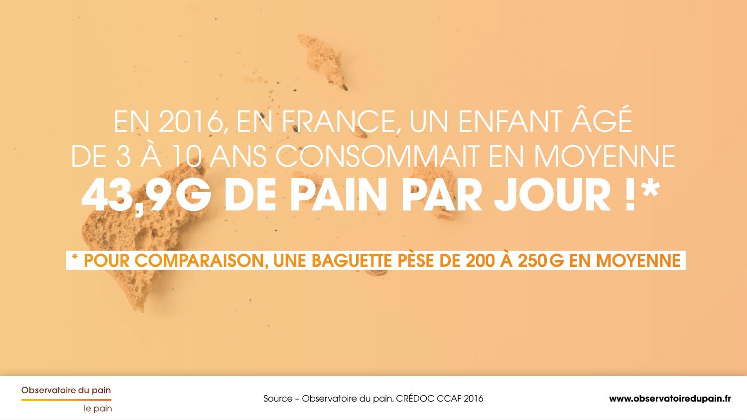EN 2016, EN FRANCE, UN ENFANT ÂGÉ DE 3 À 10 ANS CONSOMMAIT EN MOYENNE

# 43,9G DE PAIN PAR JOUR !*

**\* POUR COMPARAISON, UNE BAGUETTE PÈSE DE 200 À 250G EN MOYENNE**

Source – Observatoire du pain, CRÉDOC CCAF 2016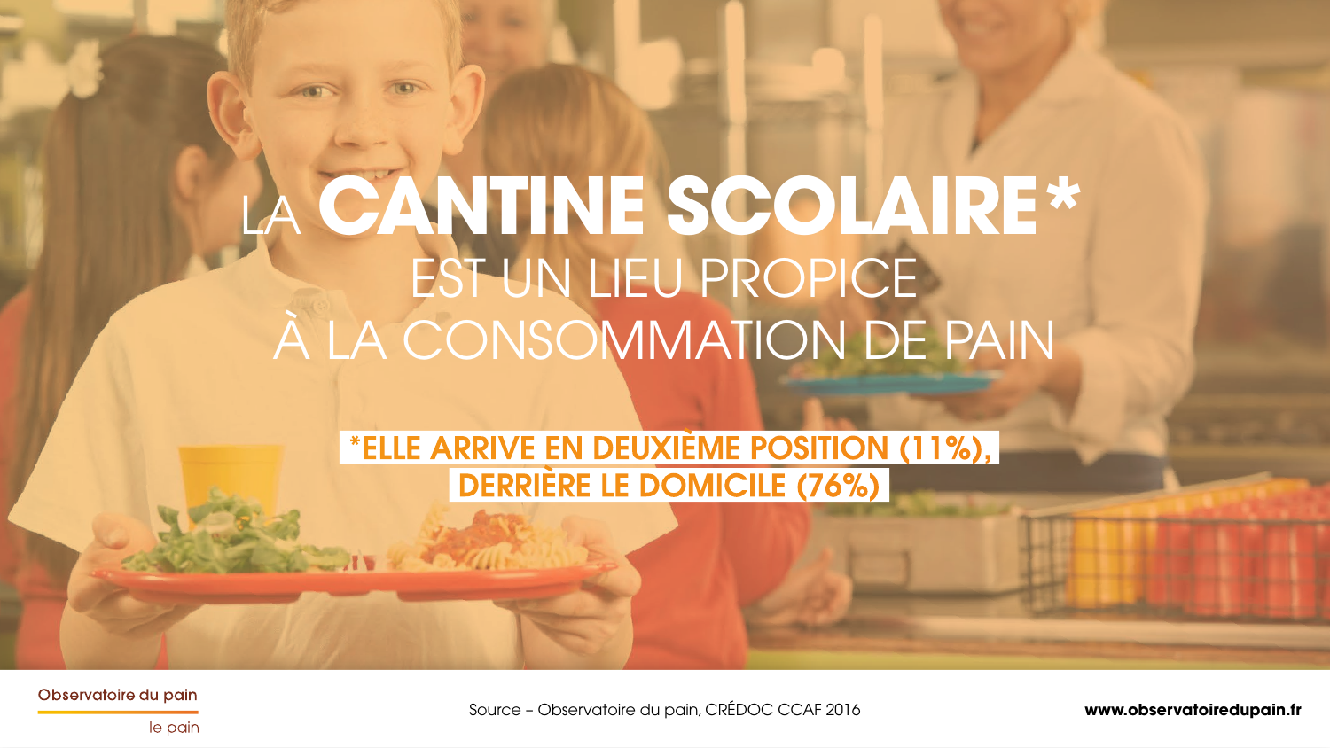# LA CANTINE SCOLAIRE*

EST UN LIEU PROPICE À LA CONSOMMATION DE PAIN

**\*ELLE ARRIVE EN DEUXIÈME POSITION (11%), DERRIÈRE LE DOMICILE (76%)**

Observatoire du pain

le pain

Source – Observatoire du pain, CRÉDOC CCAF 2016

**www.observatoiredupain.fr**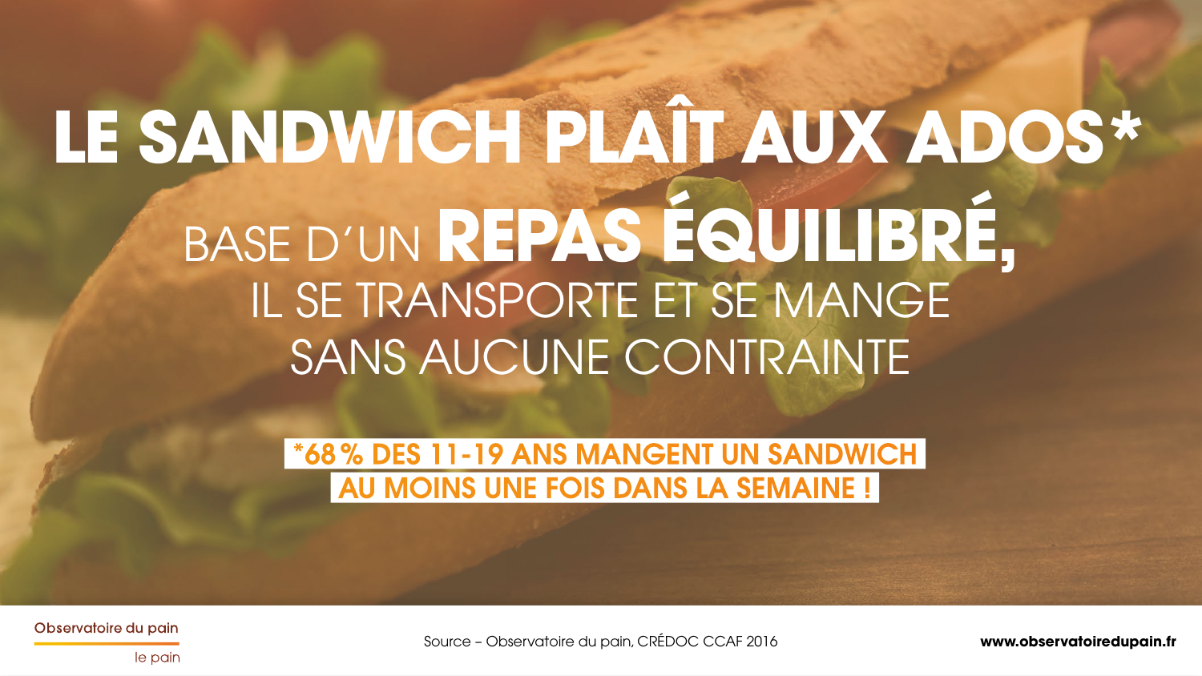# LE SANDWICH PLAÎT AUX ADOS*

BASE D'UN **REPAS ÉQUILIBRÉ,**
IL SE TRANSPORTE ET SE MANGE
SANS AUCUNE CONTRAINTE

**\*68 % DES 11-19 ANS MANGENT UN SANDWICH AU MOINS UNE FOIS DANS LA SEMAINE !**

Observatoire du pain

le pain

Source – Observatoire du pain, CRÉDOC CCAF 2016

**www.observatoiredupain.fr**